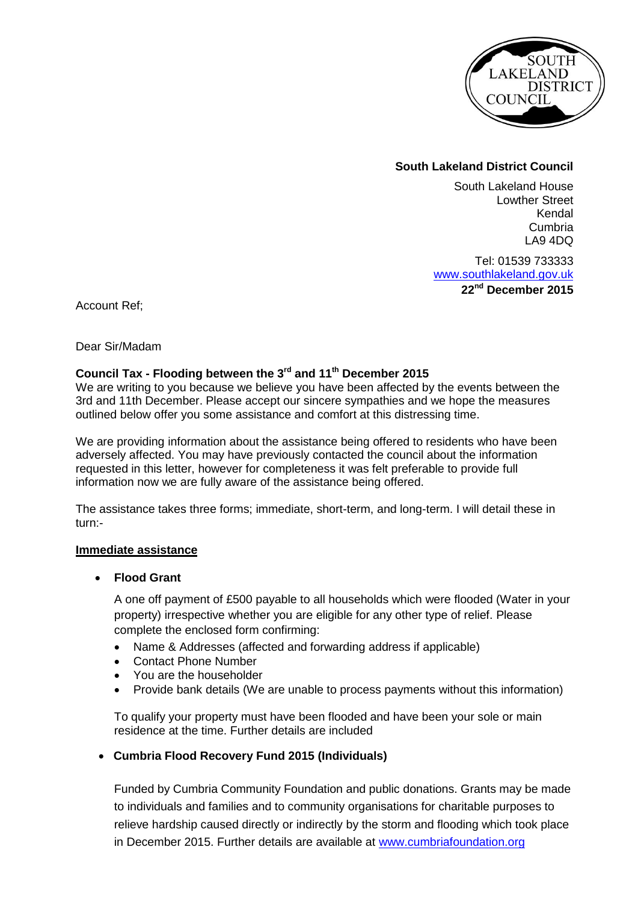SOUTH LAKELAND DISTRICT COUNCIL

**South Lakeland District Council**

South Lakeland House
Lowther Street
Kendal
Cumbria
LA9 4DQ

Tel: 01539 733333
www.southlakeland.gov.uk
**22nd December 2015**

Account Ref;

Dear Sir/Madam

**Council Tax - Flooding between the 3rd and 11th December 2015**
We are writing to you because we believe you have been affected by the events between the 3rd and 11th December. Please accept our sincere sympathies and we hope the measures outlined below offer you some assistance and comfort at this distressing time.

We are providing information about the assistance being offered to residents who have been adversely affected. You may have previously contacted the council about the information requested in this letter, however for completeness it was felt preferable to provide full information now we are fully aware of the assistance being offered.

The assistance takes three forms; immediate, short-term, and long-term. I will detail these in turn:-

**Immediate assistance**

- **Flood Grant**

  A one off payment of £500 payable to all households which were flooded (Water in your property) irrespective whether you are eligible for any other type of relief. Please complete the enclosed form confirming:

  - Name & Addresses (affected and forwarding address if applicable)
  - Contact Phone Number
  - You are the householder
  - Provide bank details (We are unable to process payments without this information)

  To qualify your property must have been flooded and have been your sole or main residence at the time. Further details are included

- **Cumbria Flood Recovery Fund 2015 (Individuals)**

  Funded by Cumbria Community Foundation and public donations. Grants may be made to individuals and families and to community organisations for charitable purposes to relieve hardship caused directly or indirectly by the storm and flooding which took place in December 2015. Further details are available at www.cumbriafoundation.org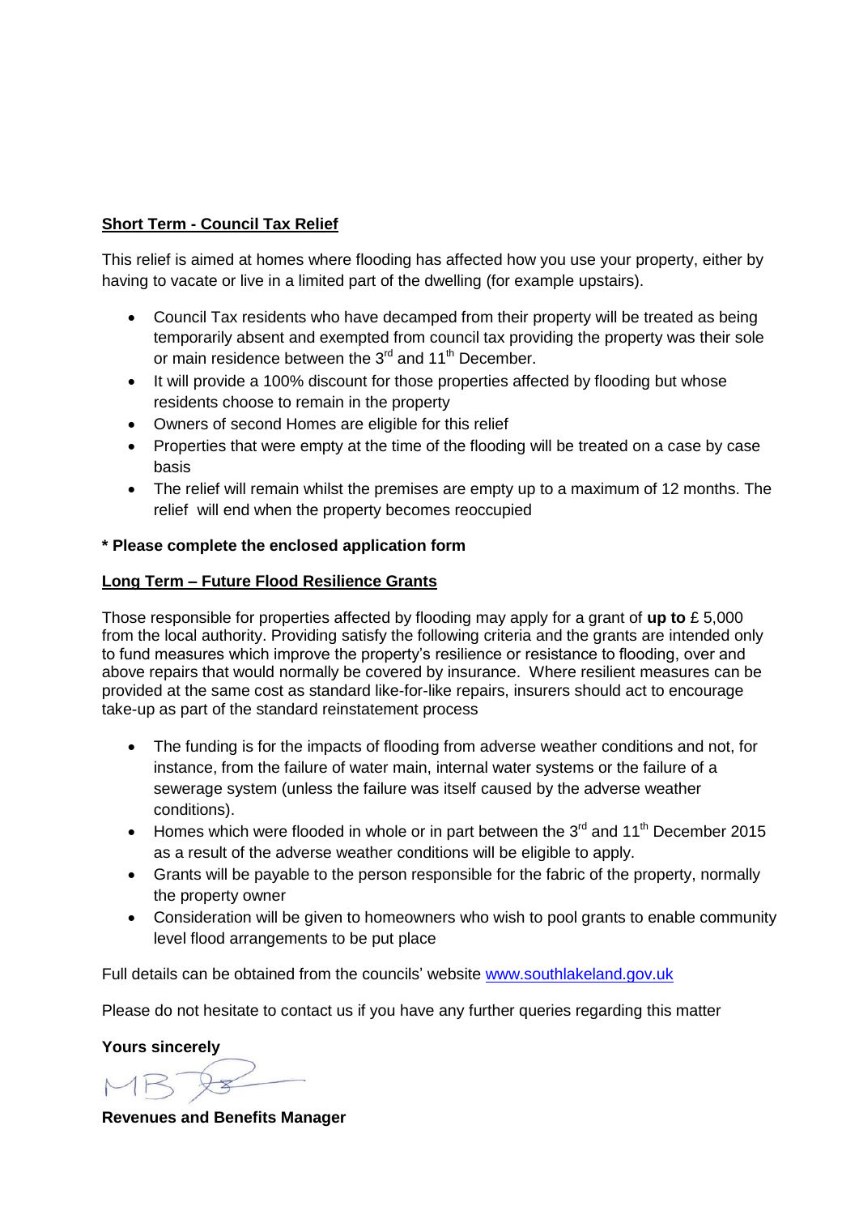**Short Term - Council Tax Relief**

This relief is aimed at homes where flooding has affected how you use your property, either by having to vacate or live in a limited part of the dwelling (for example upstairs).

- Council Tax residents who have decamped from their property will be treated as being temporarily absent and exempted from council tax providing the property was their sole or main residence between the 3rd and 11th December.
- It will provide a 100% discount for those properties affected by flooding but whose residents choose to remain in the property
- Owners of second Homes are eligible for this relief
- Properties that were empty at the time of the flooding will be treated on a case by case basis
- The relief will remain whilst the premises are empty up to a maximum of 12 months. The relief will end when the property becomes reoccupied

**\* Please complete the enclosed application form**

**Long Term – Future Flood Resilience Grants**

Those responsible for properties affected by flooding may apply for a grant of **up to** £ 5,000 from the local authority. Providing satisfy the following criteria and the grants are intended only to fund measures which improve the property's resilience or resistance to flooding, over and above repairs that would normally be covered by insurance. Where resilient measures can be provided at the same cost as standard like-for-like repairs, insurers should act to encourage take-up as part of the standard reinstatement process

- The funding is for the impacts of flooding from adverse weather conditions and not, for instance, from the failure of water main, internal water systems or the failure of a sewerage system (unless the failure was itself caused by the adverse weather conditions).
- Homes which were flooded in whole or in part between the 3rd and 11th December 2015 as a result of the adverse weather conditions will be eligible to apply.
- Grants will be payable to the person responsible for the fabric of the property, normally the property owner
- Consideration will be given to homeowners who wish to pool grants to enable community level flood arrangements to be put place

Full details can be obtained from the councils' website [www.southlakeland.gov.uk](http://www.southlakeland.gov.uk)

Please do not hesitate to contact us if you have any further queries regarding this matter

**Yours sincerely**

MB

**Revenues and Benefits Manager**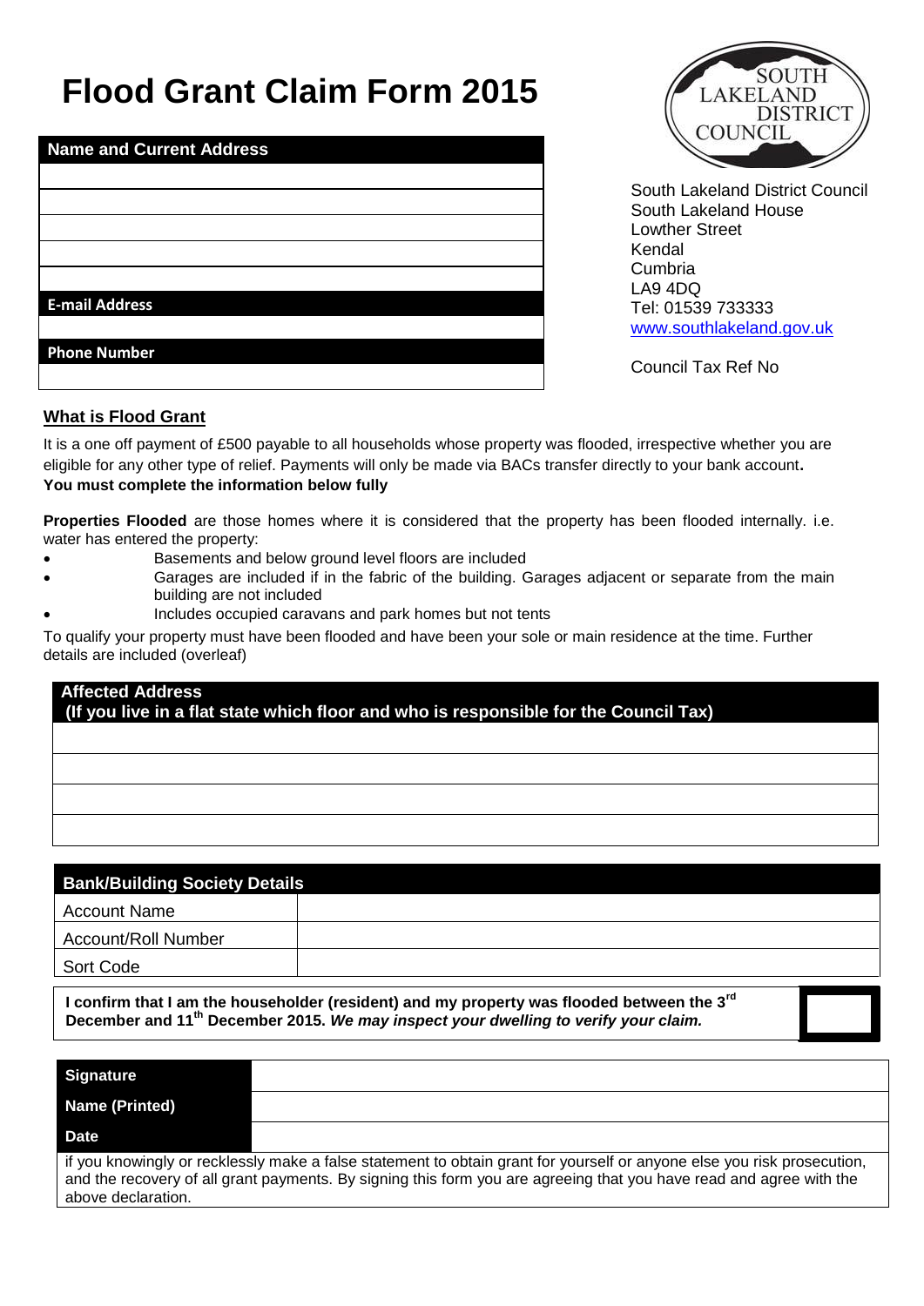# Flood Grant Claim Form 2015

| Name and Current Address |
| --- |
| |
| |
| |
| |
| |
| **E-mail Address** |
| |
| **Phone Number** |
| |

SOUTH LAKELAND DISTRICT COUNCIL

South Lakeland District Council
South Lakeland House
Lowther Street
Kendal
Cumbria
LA9 4DQ
Tel: 01539 733333
www.southlakeland.gov.uk

Council Tax Ref No

## What is Flood Grant

It is a one off payment of £500 payable to all households whose property was flooded, irrespective whether you are eligible for any other type of relief. Payments will only be made via BACs transfer directly to your bank account.
**You must complete the information below fully**

**Properties Flooded** are those homes where it is considered that the property has been flooded internally. i.e. water has entered the property:

- Basements and below ground level floors are included
- Garages are included if in the fabric of the building. Garages adjacent or separate from the main building are not included
- Includes occupied caravans and park homes but not tents

To qualify your property must have been flooded and have been your sole or main residence at the time. Further details are included (overleaf)

| Affected Address (If you live in a flat state which floor and who is responsible for the Council Tax) |
| --- |
| |
| |
| |
| |

| Bank/Building Society Details | |
| --- | --- |
| Account Name | |
| Account/Roll Number | |
| Sort Code | |

**I confirm that I am the householder (resident) and my property was flooded between the 3rd December and 11th December 2015. *We may inspect your dwelling to verify your claim.*** ☐

| | |
| --- | --- |
| **Signature** | |
| **Name (Printed)** | |
| **Date** | |

if you knowingly or recklessly make a false statement to obtain grant for yourself or anyone else you risk prosecution, and the recovery of all grant payments. By signing this form you are agreeing that you have read and agree with the above declaration.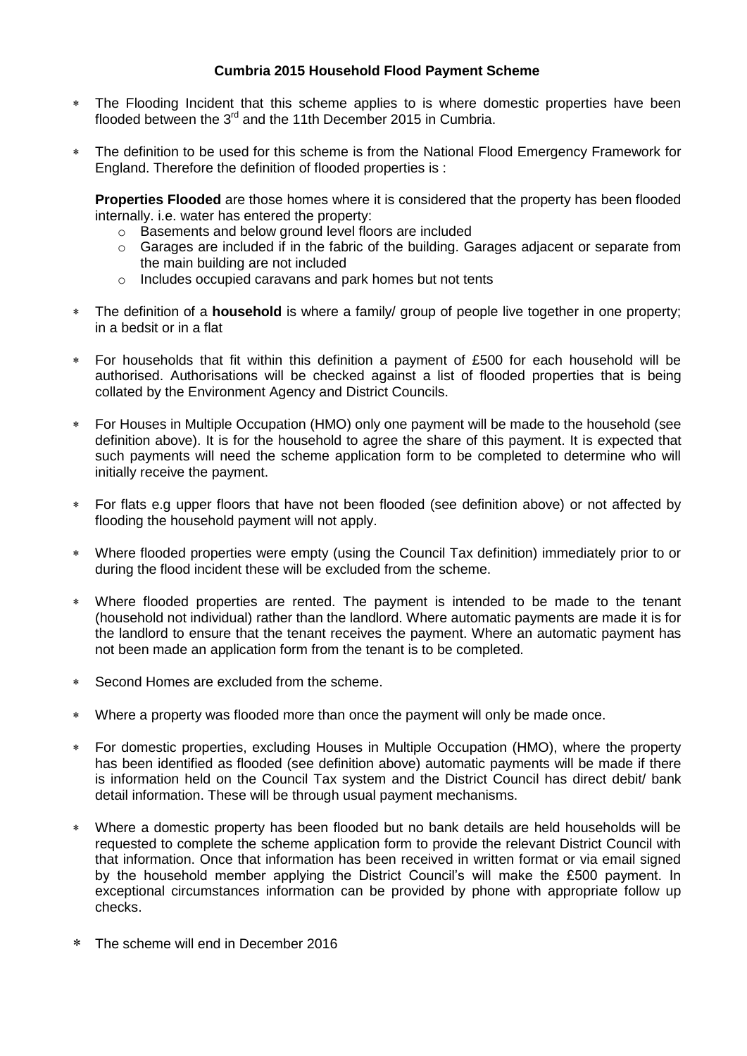**Cumbria 2015 Household Flood Payment Scheme**

- The Flooding Incident that this scheme applies to is where domestic properties have been flooded between the 3rd and the 11th December 2015 in Cumbria.
- The definition to be used for this scheme is from the National Flood Emergency Framework for England. Therefore the definition of flooded properties is :

  **Properties Flooded** are those homes where it is considered that the property has been flooded internally. i.e. water has entered the property:
    - Basements and below ground level floors are included
    - Garages are included if in the fabric of the building. Garages adjacent or separate from the main building are not included
    - Includes occupied caravans and park homes but not tents
- The definition of a **household** is where a family/ group of people live together in one property; in a bedsit or in a flat
- For households that fit within this definition a payment of £500 for each household will be authorised. Authorisations will be checked against a list of flooded properties that is being collated by the Environment Agency and District Councils.
- For Houses in Multiple Occupation (HMO) only one payment will be made to the household (see definition above). It is for the household to agree the share of this payment. It is expected that such payments will need the scheme application form to be completed to determine who will initially receive the payment.
- For flats e.g upper floors that have not been flooded (see definition above) or not affected by flooding the household payment will not apply.
- Where flooded properties were empty (using the Council Tax definition) immediately prior to or during the flood incident these will be excluded from the scheme.
- Where flooded properties are rented. The payment is intended to be made to the tenant (household not individual) rather than the landlord. Where automatic payments are made it is for the landlord to ensure that the tenant receives the payment. Where an automatic payment has not been made an application form from the tenant is to be completed.
- Second Homes are excluded from the scheme.
- Where a property was flooded more than once the payment will only be made once.
- For domestic properties, excluding Houses in Multiple Occupation (HMO), where the property has been identified as flooded (see definition above) automatic payments will be made if there is information held on the Council Tax system and the District Council has direct debit/ bank detail information. These will be through usual payment mechanisms.
- Where a domestic property has been flooded but no bank details are held households will be requested to complete the scheme application form to provide the relevant District Council with that information. Once that information has been received in written format or via email signed by the household member applying the District Council's will make the £500 payment. In exceptional circumstances information can be provided by phone with appropriate follow up checks.
- The scheme will end in December 2016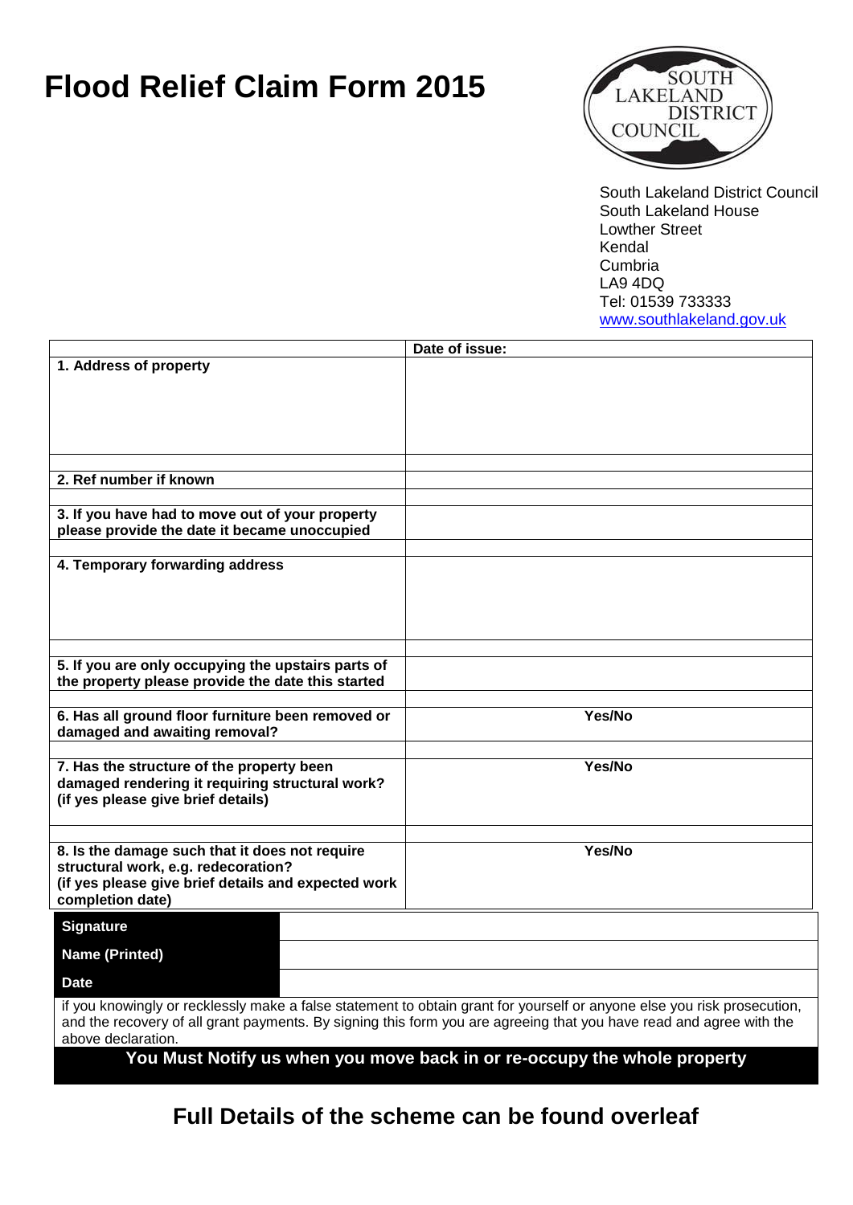# Flood Relief Claim Form 2015

SOUTH LAKELAND DISTRICT COUNCIL

South Lakeland District Council
South Lakeland House
Lowther Street
Kendal
Cumbria
LA9 4DQ
Tel: 01539 733333
www.southlakeland.gov.uk

| | Date of issue: |
|---|---|
| **1. Address of property** | |
| **2. Ref number if known** | |
| **3. If you have had to move out of your property please provide the date it became unoccupied** | |
| **4. Temporary forwarding address** | |
| **5. If you are only occupying the upstairs parts of the property please provide the date this started** | |
| **6. Has all ground floor furniture been removed or damaged and awaiting removal?** | **Yes/No** |
| **7. Has the structure of the property been damaged rendering it requiring structural work? (if yes please give brief details)** | **Yes/No** |
| **8. Is the damage such that it does not require structural work, e.g. redecoration? (if yes please give brief details and expected work completion date)** | **Yes/No** |

| | |
|---|---|
| **Signature** | |
| **Name (Printed)** | |
| **Date** | |

if you knowingly or recklessly make a false statement to obtain grant for yourself or anyone else you risk prosecution, and the recovery of all grant payments. By signing this form you are agreeing that you have read and agree with the above declaration.

**You Must Notify us when you move back in or re-occupy the whole property**

## Full Details of the scheme can be found overleaf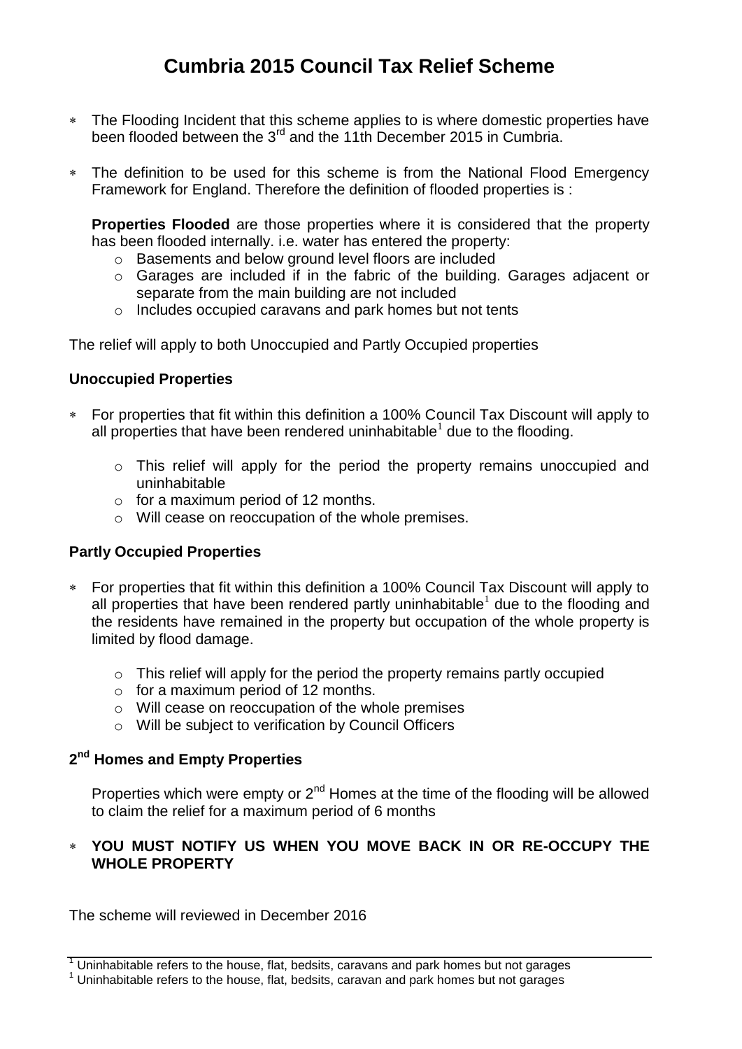# Cumbria 2015 Council Tax Relief Scheme

- The Flooding Incident that this scheme applies to is where domestic properties have been flooded between the 3rd and the 11th December 2015 in Cumbria.

- The definition to be used for this scheme is from the National Flood Emergency Framework for England. Therefore the definition of flooded properties is :

  **Properties Flooded** are those properties where it is considered that the property has been flooded internally. i.e. water has entered the property:
  - Basements and below ground level floors are included
  - Garages are included if in the fabric of the building. Garages adjacent or separate from the main building are not included
  - Includes occupied caravans and park homes but not tents

The relief will apply to both Unoccupied and Partly Occupied properties

**Unoccupied Properties**

- For properties that fit within this definition a 100% Council Tax Discount will apply to all properties that have been rendered uninhabitable[1] due to the flooding.
  - This relief will apply for the period the property remains unoccupied and uninhabitable
  - for a maximum period of 12 months.
  - Will cease on reoccupation of the whole premises.

**Partly Occupied Properties**

- For properties that fit within this definition a 100% Council Tax Discount will apply to all properties that have been rendered partly uninhabitable[1] due to the flooding and the residents have remained in the property but occupation of the whole property is limited by flood damage.
  - This relief will apply for the period the property remains partly occupied
  - for a maximum period of 12 months.
  - Will cease on reoccupation of the whole premises
  - Will be subject to verification by Council Officers

**2nd Homes and Empty Properties**

Properties which were empty or 2nd Homes at the time of the flooding will be allowed to claim the relief for a maximum period of 6 months

- **YOU MUST NOTIFY US WHEN YOU MOVE BACK IN OR RE-OCCUPY THE WHOLE PROPERTY**

The scheme will reviewed in December 2016

[1] Uninhabitable refers to the house, flat, bedsits, caravans and park homes but not garages
[1] Uninhabitable refers to the house, flat, bedsits, caravan and park homes but not garages